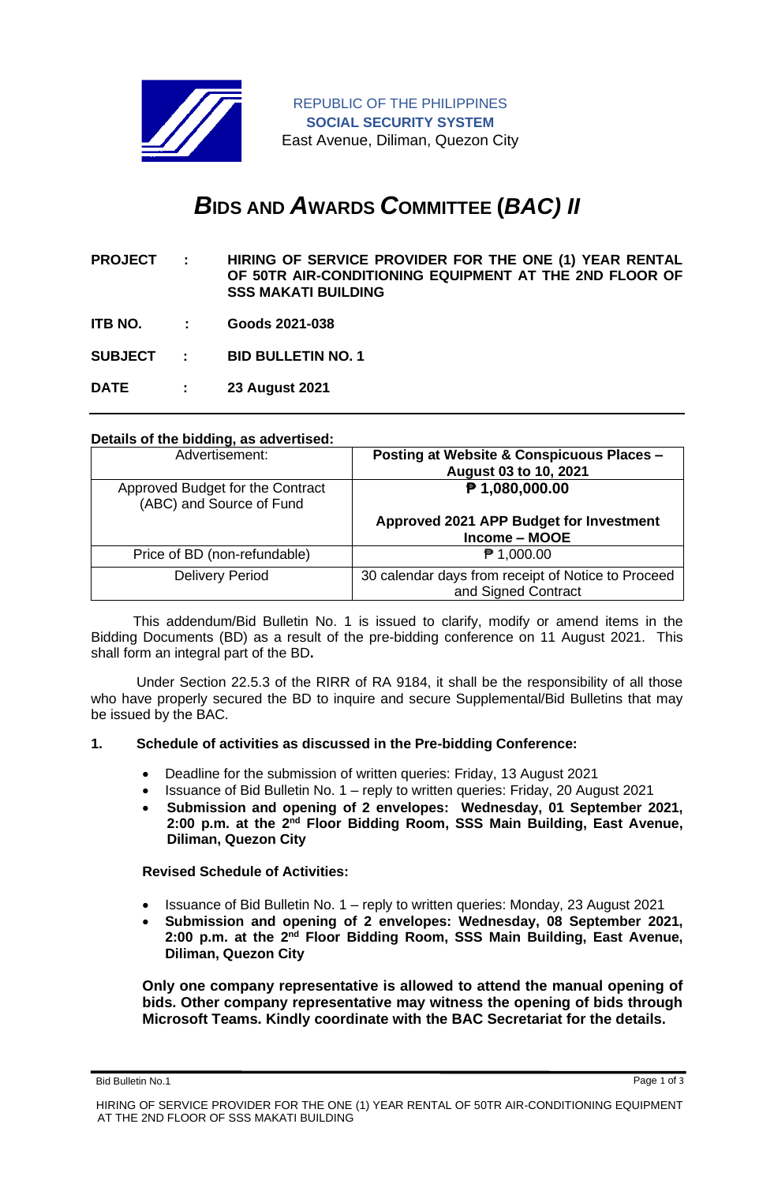REPUBLIC OF THE PHILIPPINES
**SOCIAL SECURITY SYSTEM**
East Avenue, Diliman, Quezon City

# *B*IDS AND *A*WARDS *C*OMMITTEE (*BAC) II*

**PROJECT : HIRING OF SERVICE PROVIDER FOR THE ONE (1) YEAR RENTAL OF 50TR AIR-CONDITIONING EQUIPMENT AT THE 2ND FLOOR OF SSS MAKATI BUILDING**

**ITB NO. : Goods 2021-038**

**SUBJECT : BID BULLETIN NO. 1**

**DATE : 23 August 2021**

**Details of the bidding, as advertised:**

| | |
|---|---|
| Advertisement: | **Posting at Website & Conspicuous Places – August 03 to 10, 2021** |
| Approved Budget for the Contract (ABC) and Source of Fund | **₱ 1,080,000.00**<br><br>**Approved 2021 APP Budget for Investment Income – MOOE** |
| Price of BD (non-refundable) | ₱ 1,000.00 |
| Delivery Period | 30 calendar days from receipt of Notice to Proceed and Signed Contract |

This addendum/Bid Bulletin No. 1 is issued to clarify, modify or amend items in the Bidding Documents (BD) as a result of the pre-bidding conference on 11 August 2021. This shall form an integral part of the BD**.**

Under Section 22.5.3 of the RIRR of RA 9184, it shall be the responsibility of all those who have properly secured the BD to inquire and secure Supplemental/Bid Bulletins that may be issued by the BAC.

**1. Schedule of activities as discussed in the Pre-bidding Conference:**

- Deadline for the submission of written queries: Friday, 13 August 2021
- Issuance of Bid Bulletin No. 1 – reply to written queries: Friday, 20 August 2021
- **Submission and opening of 2 envelopes: Wednesday, 01 September 2021, 2:00 p.m. at the 2nd Floor Bidding Room, SSS Main Building, East Avenue, Diliman, Quezon City**

**Revised Schedule of Activities:**

- Issuance of Bid Bulletin No. 1 – reply to written queries: Monday, 23 August 2021
- **Submission and opening of 2 envelopes: Wednesday, 08 September 2021, 2:00 p.m. at the 2nd Floor Bidding Room, SSS Main Building, East Avenue, Diliman, Quezon City**

**Only one company representative is allowed to attend the manual opening of bids. Other company representative may witness the opening of bids through Microsoft Teams. Kindly coordinate with the BAC Secretariat for the details.**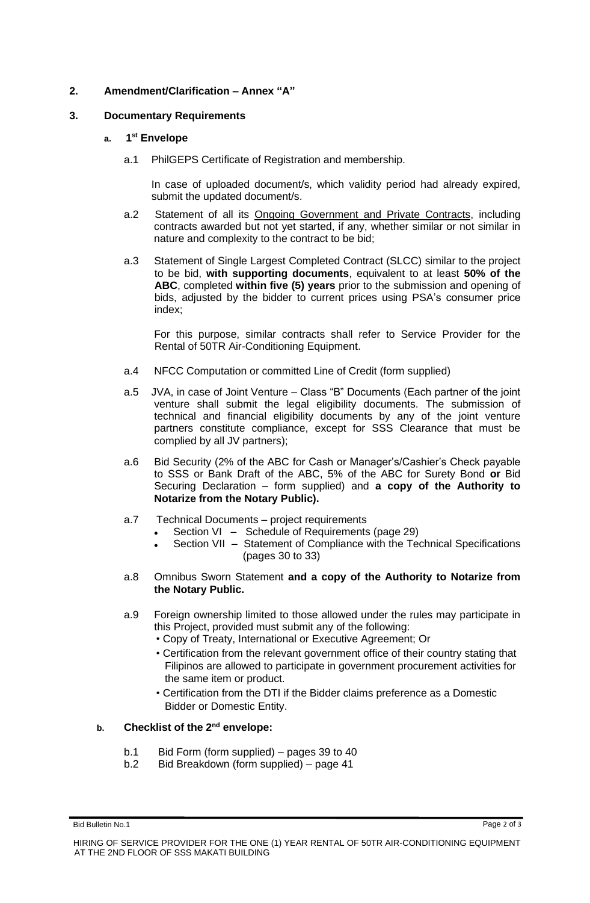**2. Amendment/Clarification – Annex "A"**

**3. Documentary Requirements**

**a. 1st Envelope**

a.1 PhilGEPS Certificate of Registration and membership.

In case of uploaded document/s, which validity period had already expired, submit the updated document/s.

a.2 Statement of all its Ongoing Government and Private Contracts, including contracts awarded but not yet started, if any, whether similar or not similar in nature and complexity to the contract to be bid;

a.3 Statement of Single Largest Completed Contract (SLCC) similar to the project to be bid, **with supporting documents**, equivalent to at least **50% of the ABC**, completed **within five (5) years** prior to the submission and opening of bids, adjusted by the bidder to current prices using PSA's consumer price index;

For this purpose, similar contracts shall refer to Service Provider for the Rental of 50TR Air-Conditioning Equipment.

a.4 NFCC Computation or committed Line of Credit (form supplied)

a.5 JVA, in case of Joint Venture – Class "B" Documents (Each partner of the joint venture shall submit the legal eligibility documents. The submission of technical and financial eligibility documents by any of the joint venture partners constitute compliance, except for SSS Clearance that must be complied by all JV partners);

a.6 Bid Security (2% of the ABC for Cash or Manager's/Cashier's Check payable to SSS or Bank Draft of the ABC, 5% of the ABC for Surety Bond **or** Bid Securing Declaration – form supplied) and **a copy of the Authority to Notarize from the Notary Public).**

a.7 Technical Documents – project requirements

- Section VI – Schedule of Requirements (page 29)
- Section VII – Statement of Compliance with the Technical Specifications (pages 30 to 33)

a.8 Omnibus Sworn Statement **and a copy of the Authority to Notarize from the Notary Public.**

a.9 Foreign ownership limited to those allowed under the rules may participate in this Project, provided must submit any of the following:

- Copy of Treaty, International or Executive Agreement; Or
- Certification from the relevant government office of their country stating that Filipinos are allowed to participate in government procurement activities for the same item or product.
- Certification from the DTI if the Bidder claims preference as a Domestic Bidder or Domestic Entity.

**b. Checklist of the 2nd envelope:**

b.1 Bid Form (form supplied) – pages 39 to 40

b.2 Bid Breakdown (form supplied) – page 41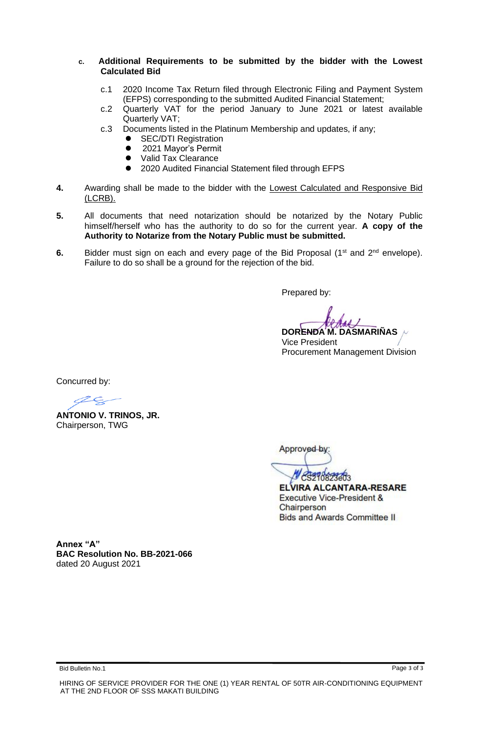**c. Additional Requirements to be submitted by the bidder with the Lowest Calculated Bid**

c.1 2020 Income Tax Return filed through Electronic Filing and Payment System (EFPS) corresponding to the submitted Audited Financial Statement;

c.2 Quarterly VAT for the period January to June 2021 or latest available Quarterly VAT;

c.3 Documents listed in the Platinum Membership and updates, if any;

- SEC/DTI Registration
- 2021 Mayor's Permit
- Valid Tax Clearance
- 2020 Audited Financial Statement filed through EFPS

**4.** Awarding shall be made to the bidder with the Lowest Calculated and Responsive Bid (LCRB).

**5.** All documents that need notarization should be notarized by the Notary Public himself/herself who has the authority to do so for the current year. **A copy of the Authority to Notarize from the Notary Public must be submitted.**

**6.** Bidder must sign on each and every page of the Bid Proposal (1st and 2nd envelope). Failure to do so shall be a ground for the rejection of the bid.

Prepared by:

**DORENDA M. DASMARIÑAS**
Vice President
Procurement Management Division

Concurred by:

**ANTONIO V. TRINOS, JR.**
Chairperson, TWG

Approved by:

CS210823e03
**ELVIRA ALCANTARA-RESARE**
Executive Vice-President &
Chairperson
Bids and Awards Committee II

**Annex "A"**
**BAC Resolution No. BB-2021-066**
dated 20 August 2021

Bid Bulletin No.1

HIRING OF SERVICE PROVIDER FOR THE ONE (1) YEAR RENTAL OF 50TR AIR-CONDITIONING EQUIPMENT AT THE 2ND FLOOR OF SSS MAKATI BUILDING